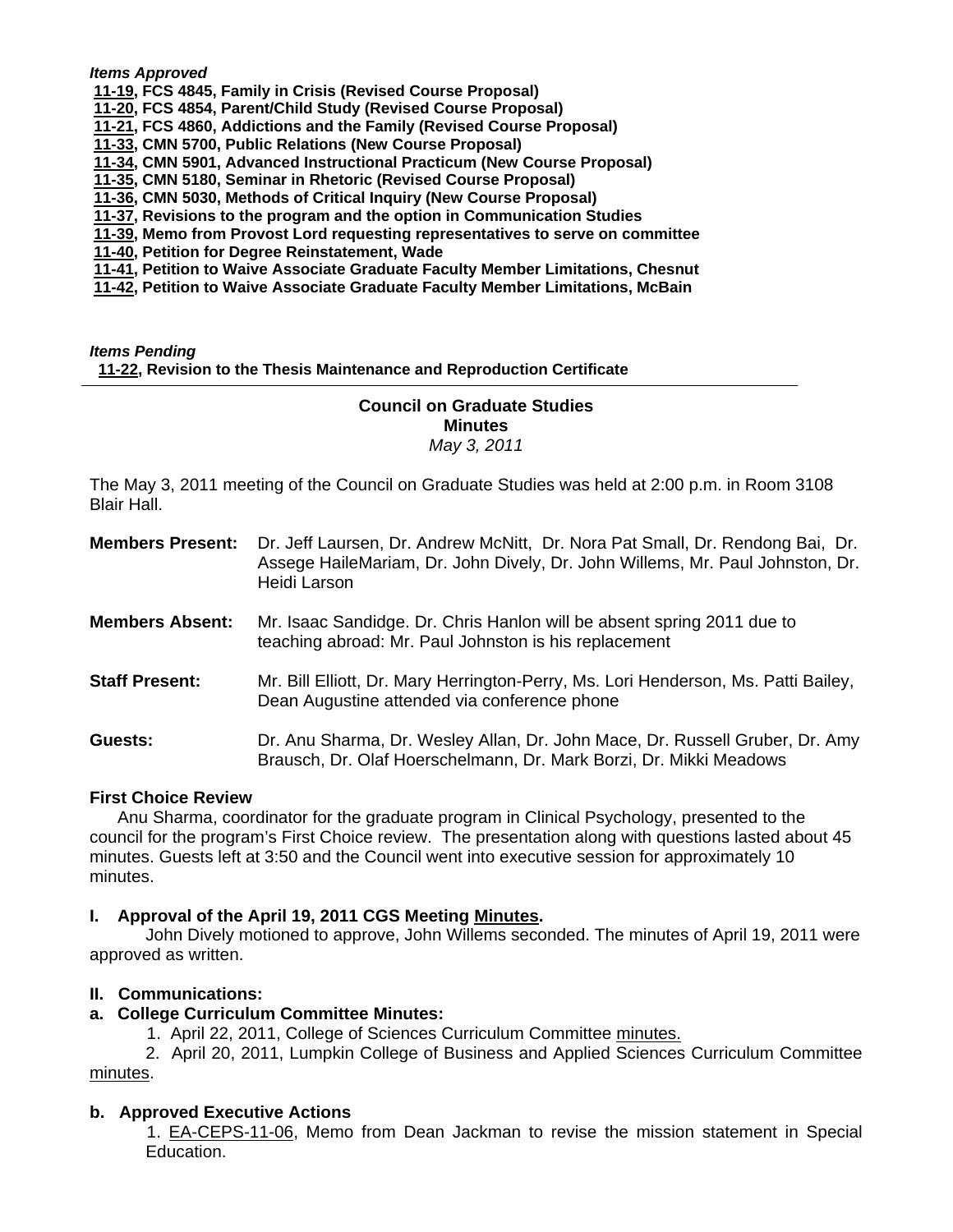*Items Approved*

**11-19, FCS 4845, Family in Crisis (Revised Course Proposal)**
**11-20, FCS 4854, Parent/Child Study (Revised Course Proposal)**
**11-21, FCS 4860, Addictions and the Family (Revised Course Proposal)**
**11-33, CMN 5700, Public Relations (New Course Proposal)**
**11-34, CMN 5901, Advanced Instructional Practicum (New Course Proposal)**
**11-35, CMN 5180, Seminar in Rhetoric (Revised Course Proposal)**
**11-36, CMN 5030, Methods of Critical Inquiry (New Course Proposal)**
**11-37, Revisions to the program and the option in Communication Studies**
**11-39, Memo from Provost Lord requesting representatives to serve on committee**
**11-40, Petition for Degree Reinstatement, Wade**
**11-41, Petition to Waive Associate Graduate Faculty Member Limitations, Chesnut**
**11-42, Petition to Waive Associate Graduate Faculty Member Limitations, McBain**

*Items Pending*

**11-22, Revision to the Thesis Maintenance and Reproduction Certificate**

---

**Council on Graduate Studies**
**Minutes**
*May 3, 2011*

The May 3, 2011 meeting of the Council on Graduate Studies was held at 2:00 p.m. in Room 3108 Blair Hall.

**Members Present:** Dr. Jeff Laursen, Dr. Andrew McNitt, Dr. Nora Pat Small, Dr. Rendong Bai, Dr. Assege HaileMariam, Dr. John Dively, Dr. John Willems, Mr. Paul Johnston, Dr. Heidi Larson

**Members Absent:** Mr. Isaac Sandidge. Dr. Chris Hanlon will be absent spring 2011 due to teaching abroad: Mr. Paul Johnston is his replacement

**Staff Present:** Mr. Bill Elliott, Dr. Mary Herrington-Perry, Ms. Lori Henderson, Ms. Patti Bailey, Dean Augustine attended via conference phone

**Guests:** Dr. Anu Sharma, Dr. Wesley Allan, Dr. John Mace, Dr. Russell Gruber, Dr. Amy Brausch, Dr. Olaf Hoerschelmann, Dr. Mark Borzi, Dr. Mikki Meadows

**First Choice Review**

Anu Sharma, coordinator for the graduate program in Clinical Psychology, presented to the council for the program's First Choice review. The presentation along with questions lasted about 45 minutes. Guests left at 3:50 and the Council went into executive session for approximately 10 minutes.

**I. Approval of the April 19, 2011 CGS Meeting Minutes.**

John Dively motioned to approve, John Willems seconded. The minutes of April 19, 2011 were approved as written.

**II. Communications:**

**a. College Curriculum Committee Minutes:**

1. April 22, 2011, College of Sciences Curriculum Committee minutes.
2. April 20, 2011, Lumpkin College of Business and Applied Sciences Curriculum Committee minutes.

**b. Approved Executive Actions**

1. EA-CEPS-11-06, Memo from Dean Jackman to revise the mission statement in Special Education.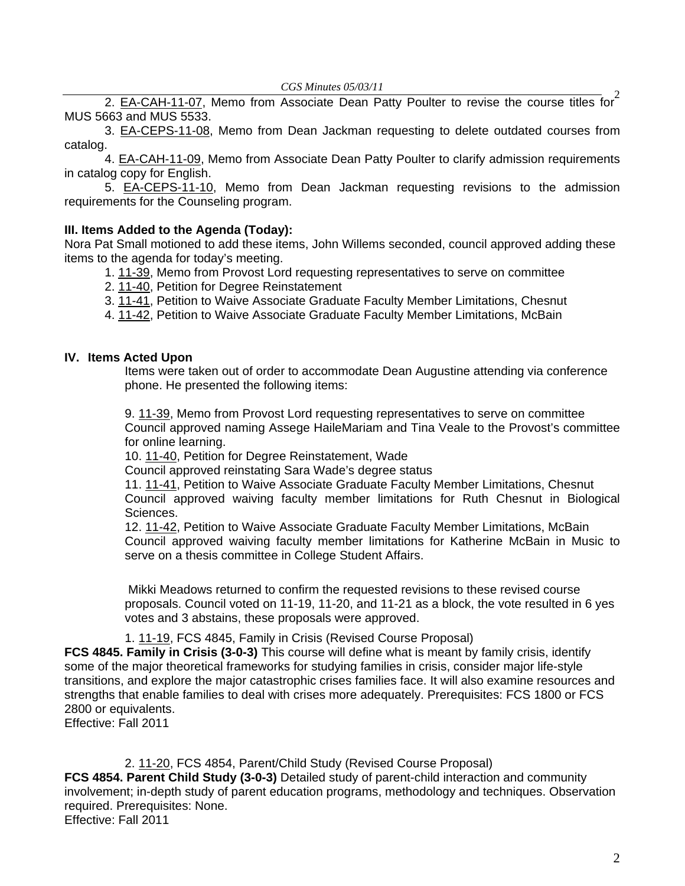2. EA-CAH-11-07, Memo from Associate Dean Patty Poulter to revise the course titles for MUS 5663 and MUS 5533.

3. EA-CEPS-11-08, Memo from Dean Jackman requesting to delete outdated courses from catalog.

4. EA-CAH-11-09, Memo from Associate Dean Patty Poulter to clarify admission requirements in catalog copy for English.

5. EA-CEPS-11-10, Memo from Dean Jackman requesting revisions to the admission requirements for the Counseling program.

**III. Items Added to the Agenda (Today):**

Nora Pat Small motioned to add these items, John Willems seconded, council approved adding these items to the agenda for today's meeting.

1. 11-39, Memo from Provost Lord requesting representatives to serve on committee
2. 11-40, Petition for Degree Reinstatement
3. 11-41, Petition to Waive Associate Graduate Faculty Member Limitations, Chesnut
4. 11-42, Petition to Waive Associate Graduate Faculty Member Limitations, McBain

**IV. Items Acted Upon**

Items were taken out of order to accommodate Dean Augustine attending via conference phone. He presented the following items:

9. 11-39, Memo from Provost Lord requesting representatives to serve on committee
Council approved naming Assege HaileMariam and Tina Veale to the Provost's committee for online learning.

10. 11-40, Petition for Degree Reinstatement, Wade
Council approved reinstating Sara Wade's degree status

11. 11-41, Petition to Waive Associate Graduate Faculty Member Limitations, Chesnut
Council approved waiving faculty member limitations for Ruth Chesnut in Biological Sciences.

12. 11-42, Petition to Waive Associate Graduate Faculty Member Limitations, McBain
Council approved waiving faculty member limitations for Katherine McBain in Music to serve on a thesis committee in College Student Affairs.

Mikki Meadows returned to confirm the requested revisions to these revised course proposals. Council voted on 11-19, 11-20, and 11-21 as a block, the vote resulted in 6 yes votes and 3 abstains, these proposals were approved.

1. 11-19, FCS 4845, Family in Crisis (Revised Course Proposal)

**FCS 4845. Family in Crisis (3-0-3)** This course will define what is meant by family crisis, identify some of the major theoretical frameworks for studying families in crisis, consider major life-style transitions, and explore the major catastrophic crises families face. It will also examine resources and strengths that enable families to deal with crises more adequately. Prerequisites: FCS 1800 or FCS 2800 or equivalents.
Effective: Fall 2011

2. 11-20, FCS 4854, Parent/Child Study (Revised Course Proposal)

**FCS 4854. Parent Child Study (3-0-3)** Detailed study of parent-child interaction and community involvement; in-depth study of parent education programs, methodology and techniques. Observation required. Prerequisites: None.
Effective: Fall 2011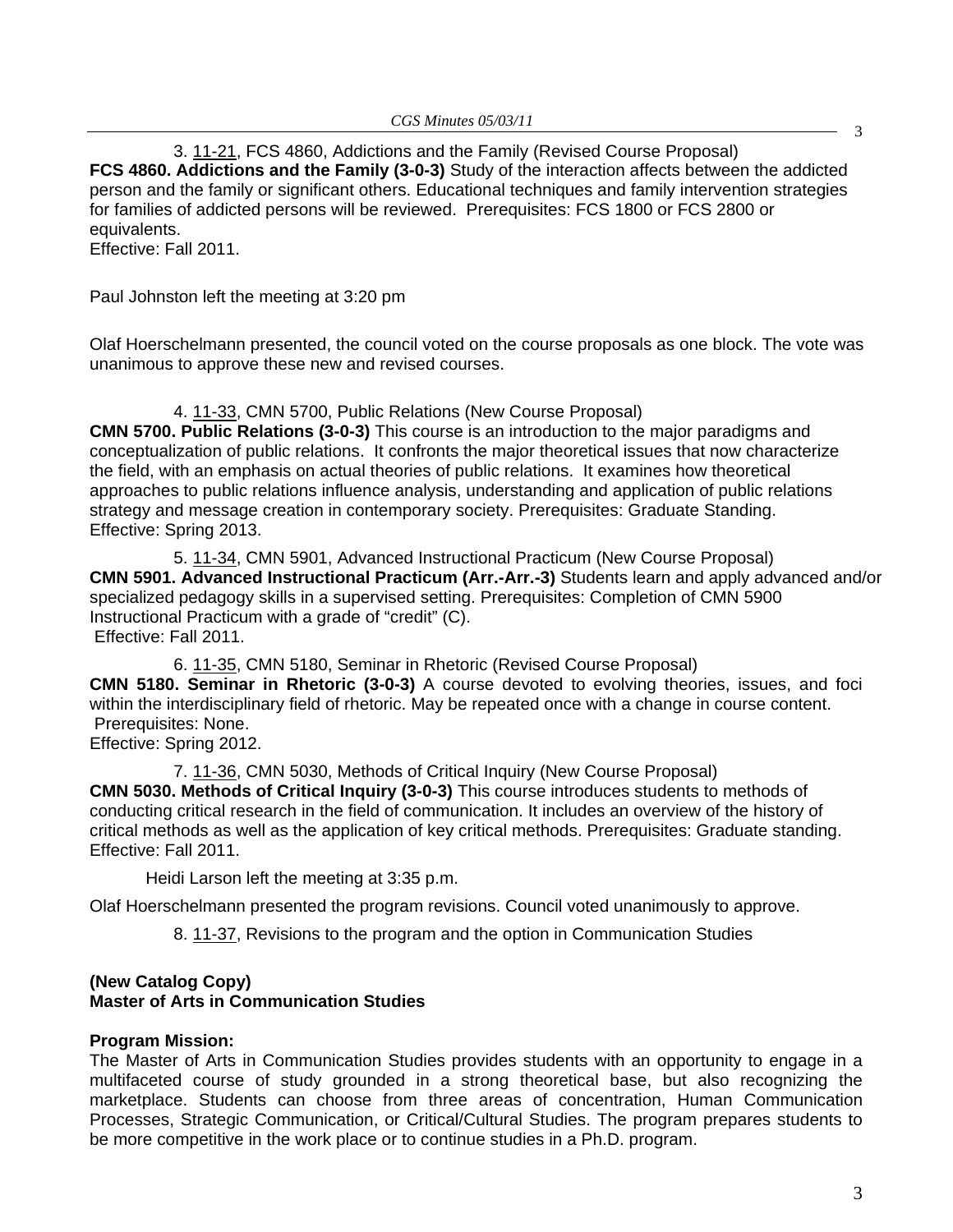3. 11-21, FCS 4860, Addictions and the Family (Revised Course Proposal)

**FCS 4860. Addictions and the Family (3-0-3)** Study of the interaction affects between the addicted person and the family or significant others. Educational techniques and family intervention strategies for families of addicted persons will be reviewed. Prerequisites: FCS 1800 or FCS 2800 or equivalents.
Effective: Fall 2011.

Paul Johnston left the meeting at 3:20 pm

Olaf Hoerschelmann presented, the council voted on the course proposals as one block. The vote was unanimous to approve these new and revised courses.

4. 11-33, CMN 5700, Public Relations (New Course Proposal)

**CMN 5700. Public Relations (3-0-3)** This course is an introduction to the major paradigms and conceptualization of public relations. It confronts the major theoretical issues that now characterize the field, with an emphasis on actual theories of public relations. It examines how theoretical approaches to public relations influence analysis, understanding and application of public relations strategy and message creation in contemporary society. Prerequisites: Graduate Standing.
Effective: Spring 2013.

5. 11-34, CMN 5901, Advanced Instructional Practicum (New Course Proposal)

**CMN 5901. Advanced Instructional Practicum (Arr.-Arr.-3)** Students learn and apply advanced and/or specialized pedagogy skills in a supervised setting. Prerequisites: Completion of CMN 5900 Instructional Practicum with a grade of "credit" (C).
Effective: Fall 2011.

6. 11-35, CMN 5180, Seminar in Rhetoric (Revised Course Proposal)

**CMN 5180. Seminar in Rhetoric (3-0-3)** A course devoted to evolving theories, issues, and foci within the interdisciplinary field of rhetoric. May be repeated once with a change in course content.
Prerequisites: None.
Effective: Spring 2012.

7. 11-36, CMN 5030, Methods of Critical Inquiry (New Course Proposal)

**CMN 5030. Methods of Critical Inquiry (3-0-3)** This course introduces students to methods of conducting critical research in the field of communication. It includes an overview of the history of critical methods as well as the application of key critical methods. Prerequisites: Graduate standing.
Effective: Fall 2011.

Heidi Larson left the meeting at 3:35 p.m.

Olaf Hoerschelmann presented the program revisions. Council voted unanimously to approve.

8. 11-37, Revisions to the program and the option in Communication Studies

**(New Catalog Copy)**
**Master of Arts in Communication Studies**

**Program Mission:**
The Master of Arts in Communication Studies provides students with an opportunity to engage in a multifaceted course of study grounded in a strong theoretical base, but also recognizing the marketplace. Students can choose from three areas of concentration, Human Communication Processes, Strategic Communication, or Critical/Cultural Studies. The program prepares students to be more competitive in the work place or to continue studies in a Ph.D. program.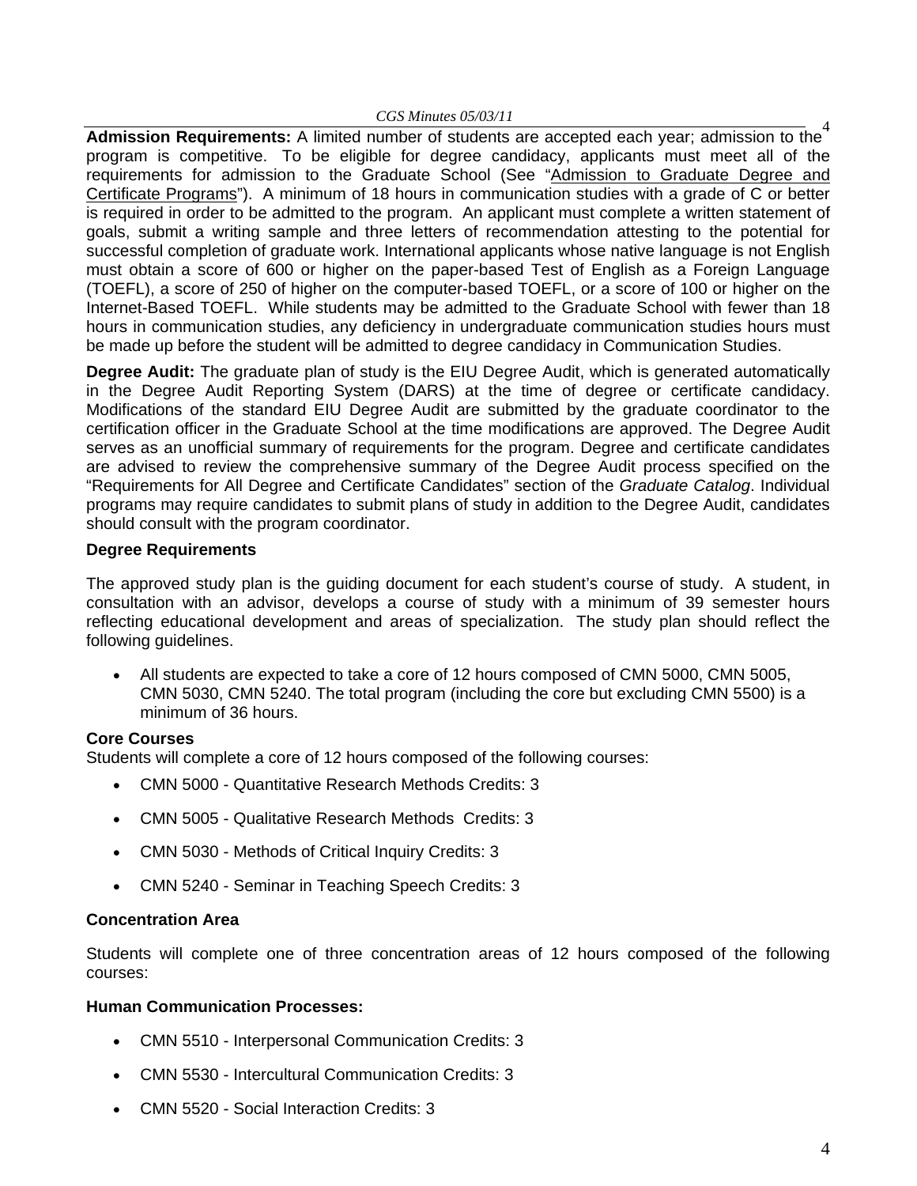**Admission Requirements:** A limited number of students are accepted each year; admission to the program is competitive. To be eligible for degree candidacy, applicants must meet all of the requirements for admission to the Graduate School (See "Admission to Graduate Degree and Certificate Programs"). A minimum of 18 hours in communication studies with a grade of C or better is required in order to be admitted to the program. An applicant must complete a written statement of goals, submit a writing sample and three letters of recommendation attesting to the potential for successful completion of graduate work. International applicants whose native language is not English must obtain a score of 600 or higher on the paper-based Test of English as a Foreign Language (TOEFL), a score of 250 of higher on the computer-based TOEFL, or a score of 100 or higher on the Internet-Based TOEFL. While students may be admitted to the Graduate School with fewer than 18 hours in communication studies, any deficiency in undergraduate communication studies hours must be made up before the student will be admitted to degree candidacy in Communication Studies.

**Degree Audit:** The graduate plan of study is the EIU Degree Audit, which is generated automatically in the Degree Audit Reporting System (DARS) at the time of degree or certificate candidacy. Modifications of the standard EIU Degree Audit are submitted by the graduate coordinator to the certification officer in the Graduate School at the time modifications are approved. The Degree Audit serves as an unofficial summary of requirements for the program. Degree and certificate candidates are advised to review the comprehensive summary of the Degree Audit process specified on the "Requirements for All Degree and Certificate Candidates" section of the *Graduate Catalog*. Individual programs may require candidates to submit plans of study in addition to the Degree Audit, candidates should consult with the program coordinator.

**Degree Requirements**

The approved study plan is the guiding document for each student's course of study. A student, in consultation with an advisor, develops a course of study with a minimum of 39 semester hours reflecting educational development and areas of specialization. The study plan should reflect the following guidelines.

- All students are expected to take a core of 12 hours composed of CMN 5000, CMN 5005, CMN 5030, CMN 5240. The total program (including the core but excluding CMN 5500) is a minimum of 36 hours.

**Core Courses**

Students will complete a core of 12 hours composed of the following courses:

- CMN 5000 - Quantitative Research Methods Credits: 3
- CMN 5005 - Qualitative Research Methods Credits: 3
- CMN 5030 - Methods of Critical Inquiry Credits: 3
- CMN 5240 - Seminar in Teaching Speech Credits: 3

**Concentration Area**

Students will complete one of three concentration areas of 12 hours composed of the following courses:

**Human Communication Processes:**

- CMN 5510 - Interpersonal Communication Credits: 3
- CMN 5530 - Intercultural Communication Credits: 3
- CMN 5520 - Social Interaction Credits: 3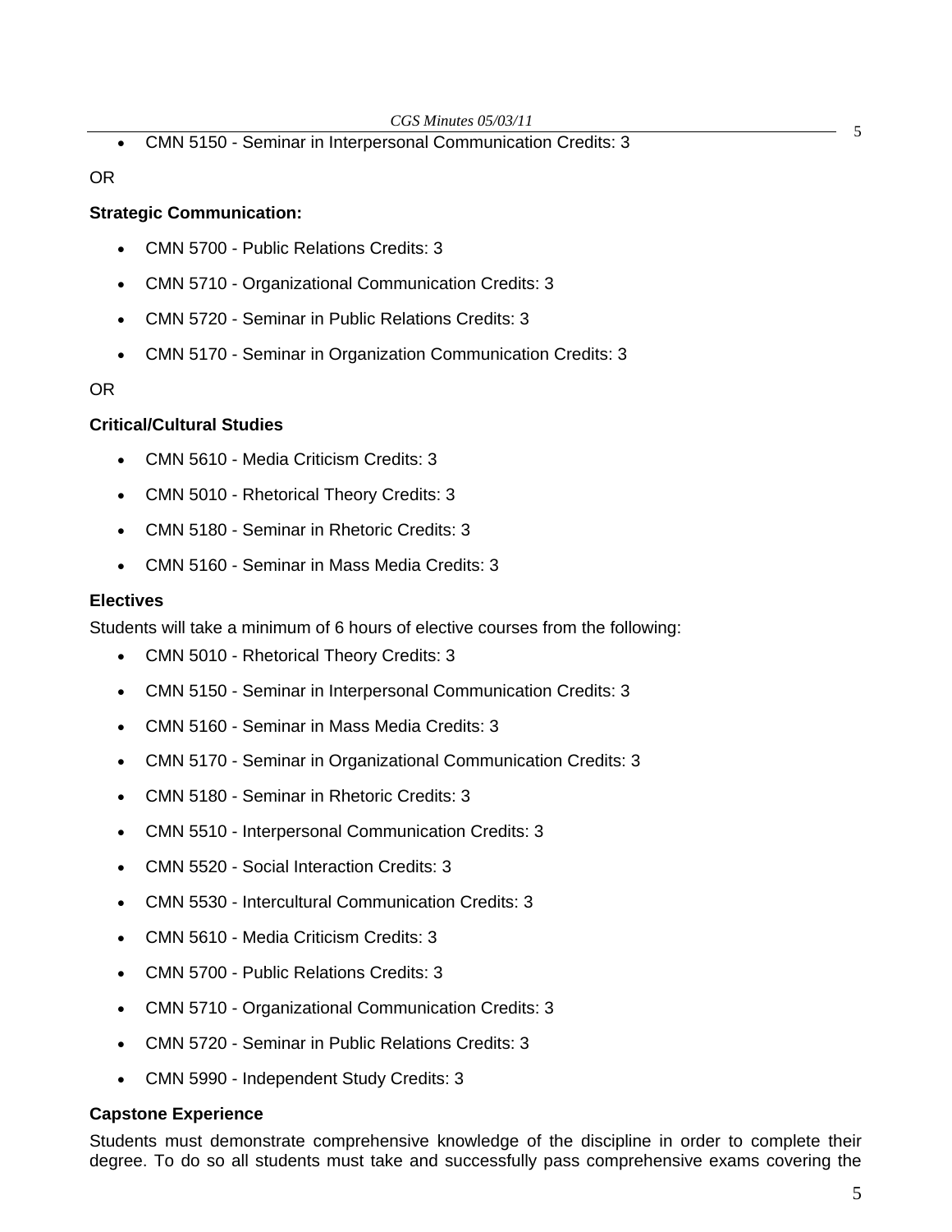- CMN 5150 - Seminar in Interpersonal Communication Credits: 3

OR

**Strategic Communication:**

- CMN 5700 - Public Relations Credits: 3
- CMN 5710 - Organizational Communication Credits: 3
- CMN 5720 - Seminar in Public Relations Credits: 3
- CMN 5170 - Seminar in Organization Communication Credits: 3

OR

**Critical/Cultural Studies**

- CMN 5610 - Media Criticism Credits: 3
- CMN 5010 - Rhetorical Theory Credits: 3
- CMN 5180 - Seminar in Rhetoric Credits: 3
- CMN 5160 - Seminar in Mass Media Credits: 3

**Electives**

Students will take a minimum of 6 hours of elective courses from the following:

- CMN 5010 - Rhetorical Theory Credits: 3
- CMN 5150 - Seminar in Interpersonal Communication Credits: 3
- CMN 5160 - Seminar in Mass Media Credits: 3
- CMN 5170 - Seminar in Organizational Communication Credits: 3
- CMN 5180 - Seminar in Rhetoric Credits: 3
- CMN 5510 - Interpersonal Communication Credits: 3
- CMN 5520 - Social Interaction Credits: 3
- CMN 5530 - Intercultural Communication Credits: 3
- CMN 5610 - Media Criticism Credits: 3
- CMN 5700 - Public Relations Credits: 3
- CMN 5710 - Organizational Communication Credits: 3
- CMN 5720 - Seminar in Public Relations Credits: 3
- CMN 5990 - Independent Study Credits: 3

**Capstone Experience**

Students must demonstrate comprehensive knowledge of the discipline in order to complete their degree. To do so all students must take and successfully pass comprehensive exams covering the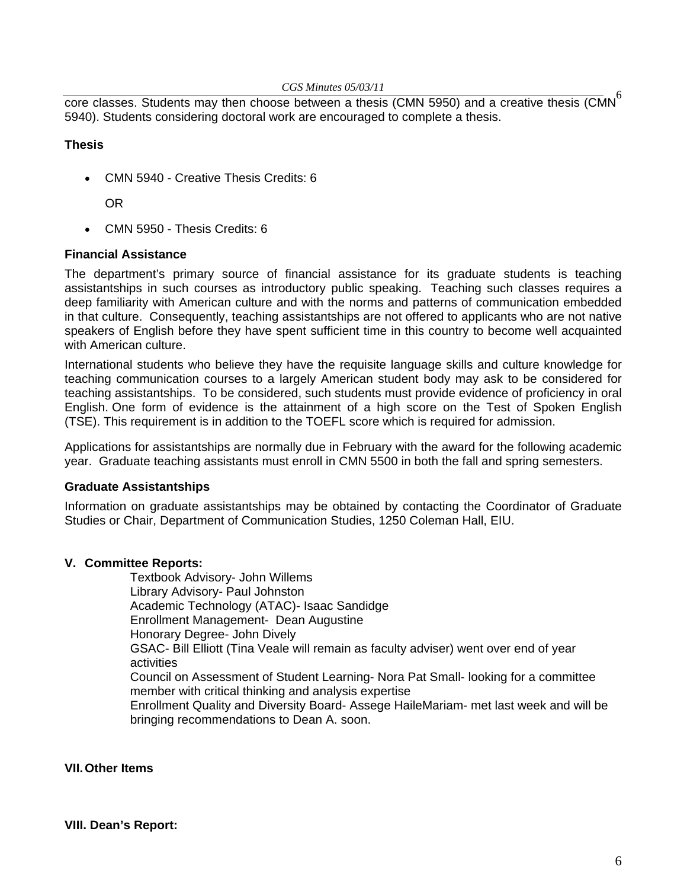core classes. Students may then choose between a thesis (CMN 5950) and a creative thesis (CMN 5940). Students considering doctoral work are encouraged to complete a thesis.

**Thesis**

- CMN 5940 - Creative Thesis Credits: 6

  OR

- CMN 5950 - Thesis Credits: 6

**Financial Assistance**

The department's primary source of financial assistance for its graduate students is teaching assistantships in such courses as introductory public speaking. Teaching such classes requires a deep familiarity with American culture and with the norms and patterns of communication embedded in that culture. Consequently, teaching assistantships are not offered to applicants who are not native speakers of English before they have spent sufficient time in this country to become well acquainted with American culture.

International students who believe they have the requisite language skills and culture knowledge for teaching communication courses to a largely American student body may ask to be considered for teaching assistantships. To be considered, such students must provide evidence of proficiency in oral English. One form of evidence is the attainment of a high score on the Test of Spoken English (TSE). This requirement is in addition to the TOEFL score which is required for admission.

Applications for assistantships are normally due in February with the award for the following academic year. Graduate teaching assistants must enroll in CMN 5500 in both the fall and spring semesters.

**Graduate Assistantships**

Information on graduate assistantships may be obtained by contacting the Coordinator of Graduate Studies or Chair, Department of Communication Studies, 1250 Coleman Hall, EIU.

**V. Committee Reports:**

Textbook Advisory- John Willems
Library Advisory- Paul Johnston
Academic Technology (ATAC)- Isaac Sandidge
Enrollment Management- Dean Augustine
Honorary Degree- John Dively
GSAC- Bill Elliott (Tina Veale will remain as faculty adviser) went over end of year activities
Council on Assessment of Student Learning- Nora Pat Small- looking for a committee member with critical thinking and analysis expertise
Enrollment Quality and Diversity Board- Assege HaileMariam- met last week and will be bringing recommendations to Dean A. soon.

**VII. Other Items**

**VIII. Dean's Report:**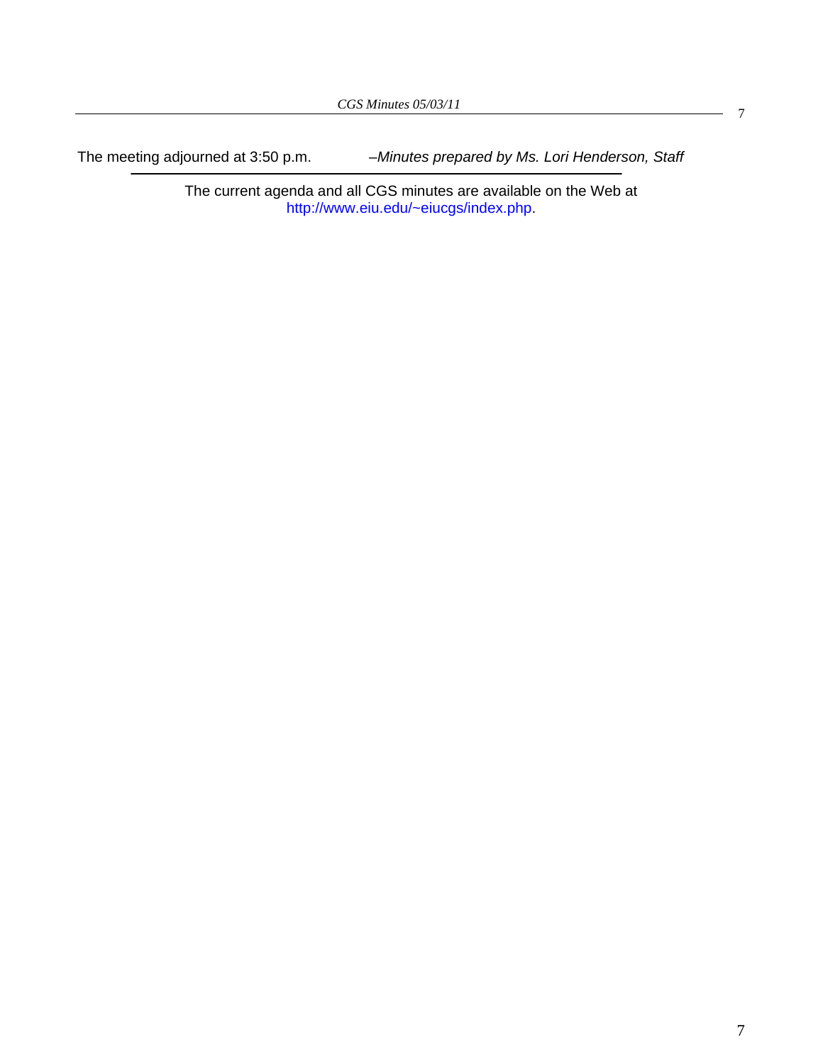The meeting adjourned at 3:50 p.m. *–Minutes prepared by Ms. Lori Henderson, Staff*

---

The current agenda and all CGS minutes are available on the Web at http://www.eiu.edu/~eiucgs/index.php.